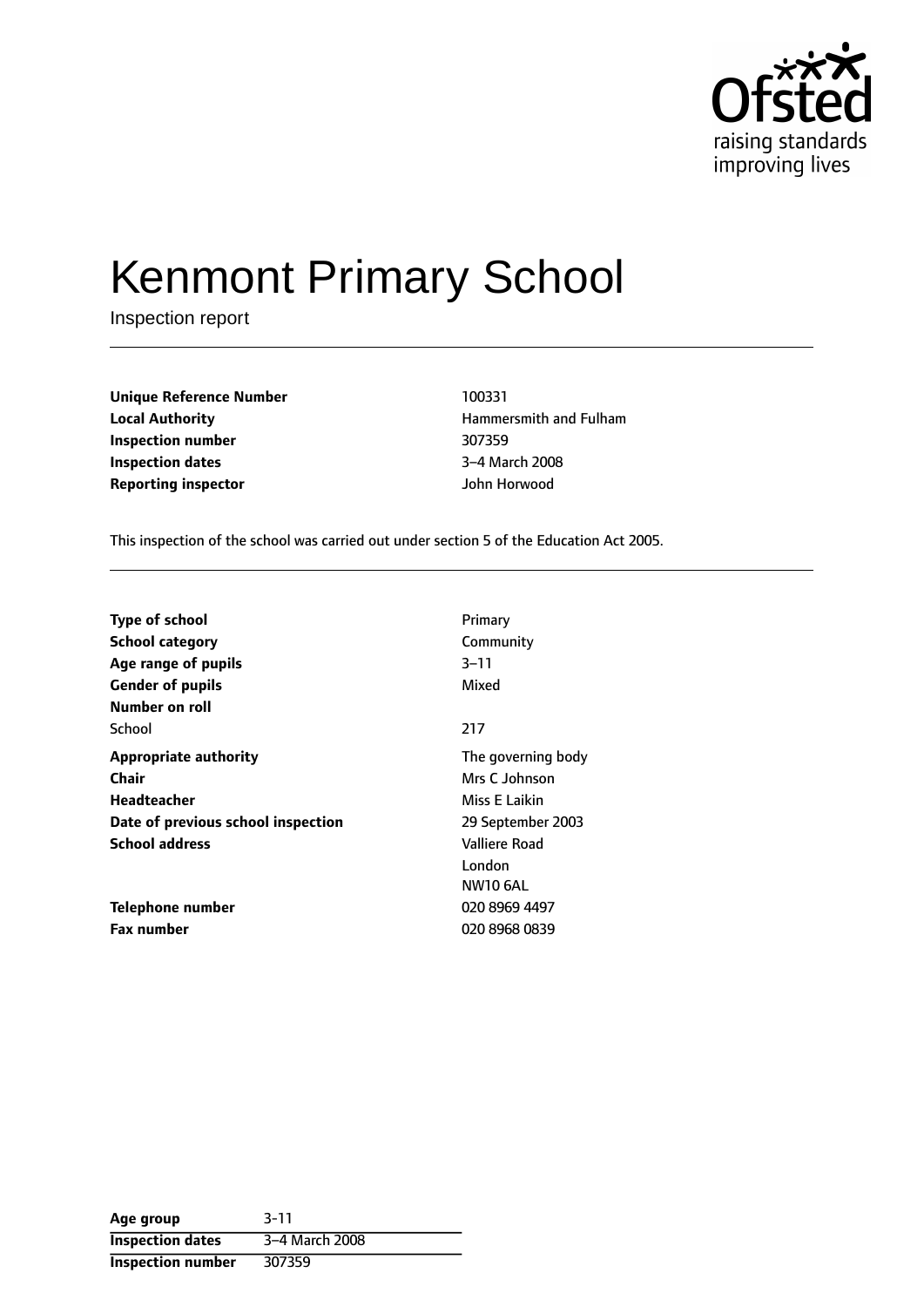Ofsted
raising standards
improving lives

# Kenmont Primary School

Inspection report

| | |
|---|---|
| **Unique Reference Number** | 100331 |
| **Local Authority** | Hammersmith and Fulham |
| **Inspection number** | 307359 |
| **Inspection dates** | 3–4 March 2008 |
| **Reporting inspector** | John Horwood |

This inspection of the school was carried out under section 5 of the Education Act 2005.

| | |
|---|---|
| **Type of school** | Primary |
| **School category** | Community |
| **Age range of pupils** | 3–11 |
| **Gender of pupils** | Mixed |
| **Number on roll** | |
| School | 217 |
| **Appropriate authority** | The governing body |
| **Chair** | Mrs C Johnson |
| **Headteacher** | Miss E Laikin |
| **Date of previous school inspection** | 29 September 2003 |
| **School address** | Valliere Road<br>London<br>NW10 6AL |
| **Telephone number** | 020 8969 4497 |
| **Fax number** | 020 8968 0839 |

| | |
|---|---|
| **Age group** | 3-11 |
| **Inspection dates** | 3–4 March 2008 |
| **Inspection number** | 307359 |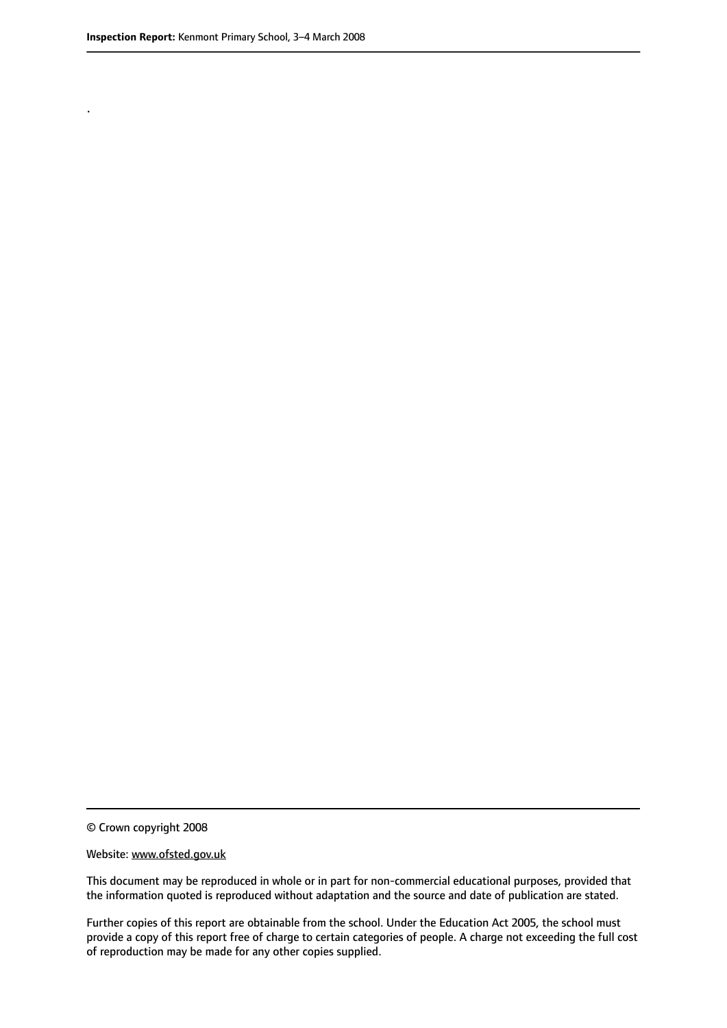.

© Crown copyright 2008

Website: www.ofsted.gov.uk

This document may be reproduced in whole or in part for non-commercial educational purposes, provided that the information quoted is reproduced without adaptation and the source and date of publication are stated.

Further copies of this report are obtainable from the school. Under the Education Act 2005, the school must provide a copy of this report free of charge to certain categories of people. A charge not exceeding the full cost of reproduction may be made for any other copies supplied.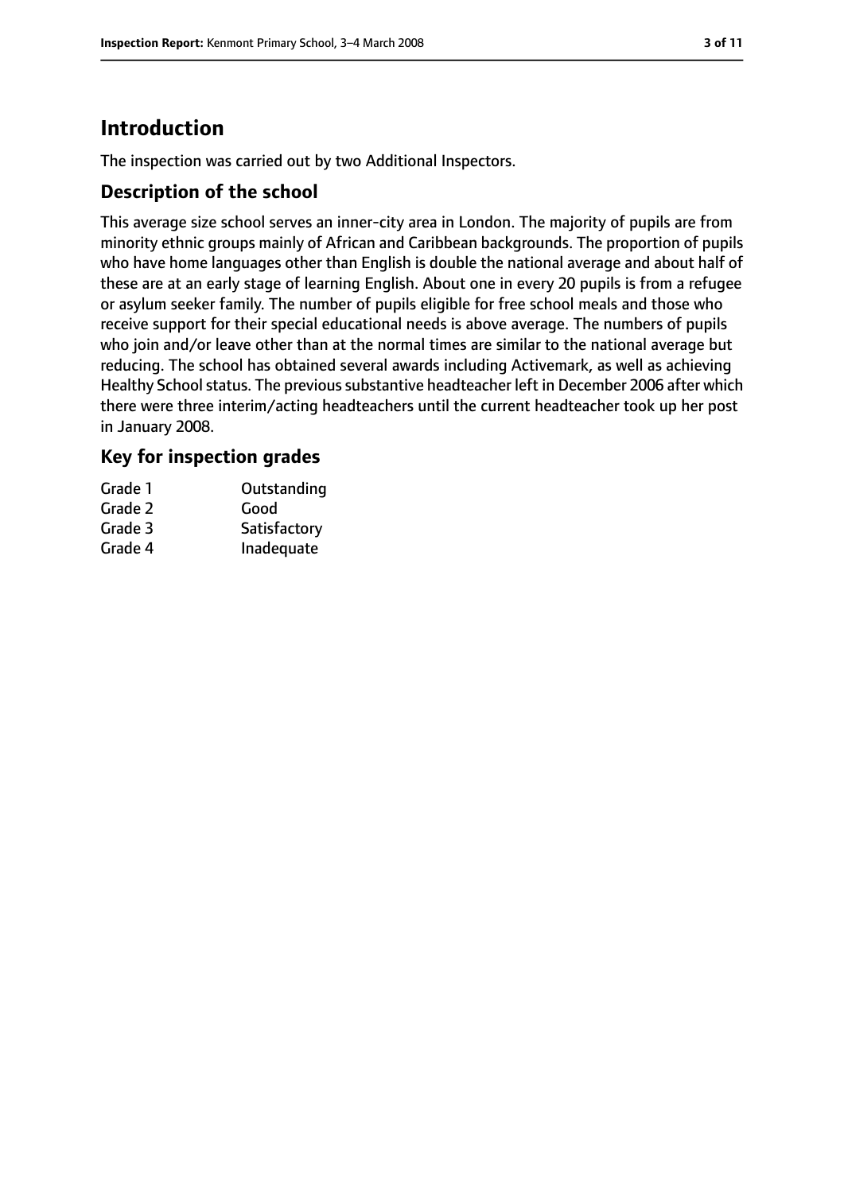# Introduction

The inspection was carried out by two Additional Inspectors.

## Description of the school

This average size school serves an inner-city area in London. The majority of pupils are from minority ethnic groups mainly of African and Caribbean backgrounds. The proportion of pupils who have home languages other than English is double the national average and about half of these are at an early stage of learning English. About one in every 20 pupils is from a refugee or asylum seeker family. The number of pupils eligible for free school meals and those who receive support for their special educational needs is above average. The numbers of pupils who join and/or leave other than at the normal times are similar to the national average but reducing. The school has obtained several awards including Activemark, as well as achieving Healthy School status. The previous substantive headteacher left in December 2006 after which there were three interim/acting headteachers until the current headteacher took up her post in January 2008.

## Key for inspection grades

| | |
|---|---|
| Grade 1 | Outstanding |
| Grade 2 | Good |
| Grade 3 | Satisfactory |
| Grade 4 | Inadequate |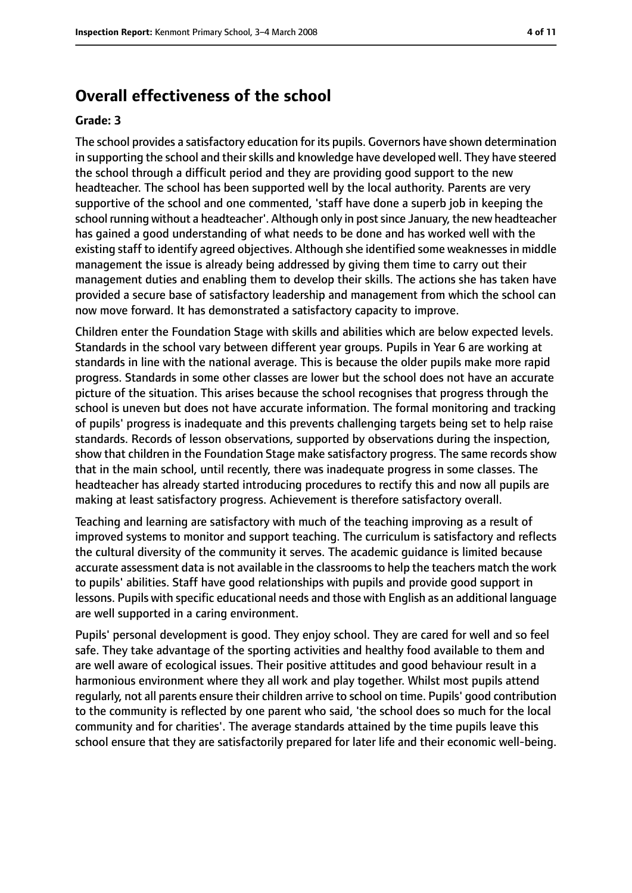## Overall effectiveness of the school

### Grade: 3

The school provides a satisfactory education for its pupils. Governors have shown determination in supporting the school and their skills and knowledge have developed well. They have steered the school through a difficult period and they are providing good support to the new headteacher. The school has been supported well by the local authority. Parents are very supportive of the school and one commented, 'staff have done a superb job in keeping the school running without a headteacher'. Although only in post since January, the new headteacher has gained a good understanding of what needs to be done and has worked well with the existing staff to identify agreed objectives. Although she identified some weaknesses in middle management the issue is already being addressed by giving them time to carry out their management duties and enabling them to develop their skills. The actions she has taken have provided a secure base of satisfactory leadership and management from which the school can now move forward. It has demonstrated a satisfactory capacity to improve.

Children enter the Foundation Stage with skills and abilities which are below expected levels. Standards in the school vary between different year groups. Pupils in Year 6 are working at standards in line with the national average. This is because the older pupils make more rapid progress. Standards in some other classes are lower but the school does not have an accurate picture of the situation. This arises because the school recognises that progress through the school is uneven but does not have accurate information. The formal monitoring and tracking of pupils' progress is inadequate and this prevents challenging targets being set to help raise standards. Records of lesson observations, supported by observations during the inspection, show that children in the Foundation Stage make satisfactory progress. The same records show that in the main school, until recently, there was inadequate progress in some classes. The headteacher has already started introducing procedures to rectify this and now all pupils are making at least satisfactory progress. Achievement is therefore satisfactory overall.

Teaching and learning are satisfactory with much of the teaching improving as a result of improved systems to monitor and support teaching. The curriculum is satisfactory and reflects the cultural diversity of the community it serves. The academic guidance is limited because accurate assessment data is not available in the classrooms to help the teachers match the work to pupils' abilities. Staff have good relationships with pupils and provide good support in lessons. Pupils with specific educational needs and those with English as an additional language are well supported in a caring environment.

Pupils' personal development is good. They enjoy school. They are cared for well and so feel safe. They take advantage of the sporting activities and healthy food available to them and are well aware of ecological issues. Their positive attitudes and good behaviour result in a harmonious environment where they all work and play together. Whilst most pupils attend regularly, not all parents ensure their children arrive to school on time. Pupils' good contribution to the community is reflected by one parent who said, 'the school does so much for the local community and for charities'. The average standards attained by the time pupils leave this school ensure that they are satisfactorily prepared for later life and their economic well-being.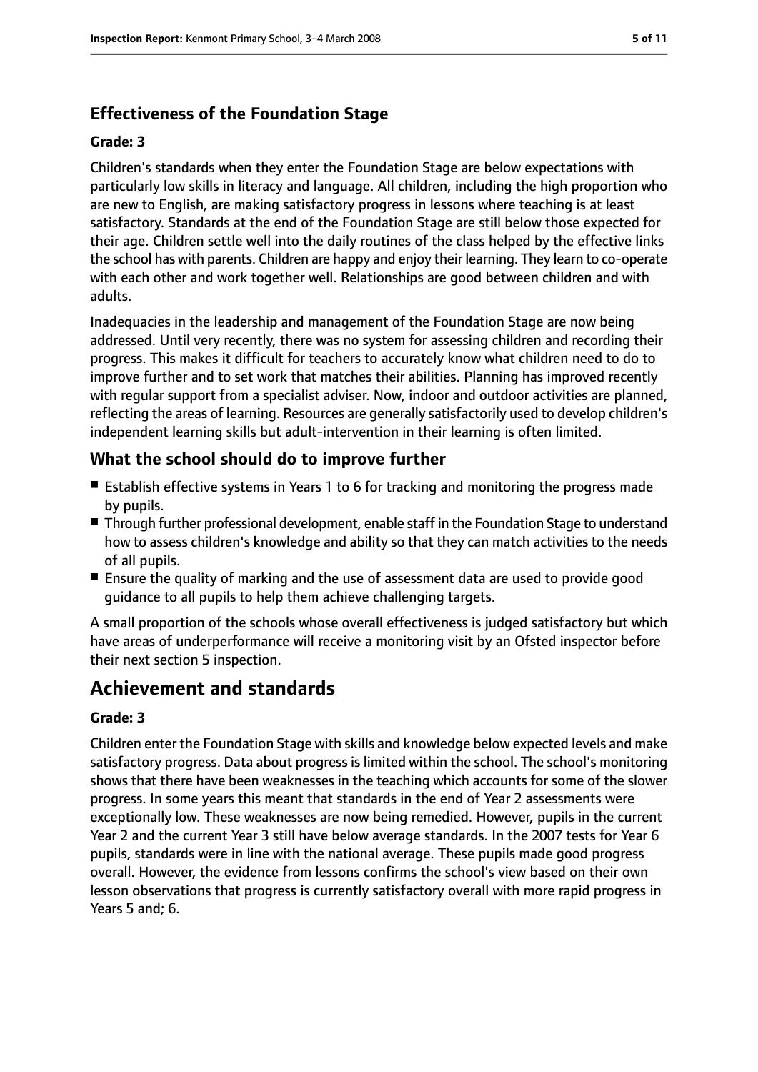### Effectiveness of the Foundation Stage

#### Grade: 3

Children's standards when they enter the Foundation Stage are below expectations with particularly low skills in literacy and language. All children, including the high proportion who are new to English, are making satisfactory progress in lessons where teaching is at least satisfactory. Standards at the end of the Foundation Stage are still below those expected for their age. Children settle well into the daily routines of the class helped by the effective links the school has with parents. Children are happy and enjoy their learning. They learn to co-operate with each other and work together well. Relationships are good between children and with adults.

Inadequacies in the leadership and management of the Foundation Stage are now being addressed. Until very recently, there was no system for assessing children and recording their progress. This makes it difficult for teachers to accurately know what children need to do to improve further and to set work that matches their abilities. Planning has improved recently with regular support from a specialist adviser. Now, indoor and outdoor activities are planned, reflecting the areas of learning. Resources are generally satisfactorily used to develop children's independent learning skills but adult-intervention in their learning is often limited.

### What the school should do to improve further

- Establish effective systems in Years 1 to 6 for tracking and monitoring the progress made by pupils.
- Through further professional development, enable staff in the Foundation Stage to understand how to assess children's knowledge and ability so that they can match activities to the needs of all pupils.
- Ensure the quality of marking and the use of assessment data are used to provide good guidance to all pupils to help them achieve challenging targets.

A small proportion of the schools whose overall effectiveness is judged satisfactory but which have areas of underperformance will receive a monitoring visit by an Ofsted inspector before their next section 5 inspection.

## Achievement and standards

#### Grade: 3

Children enter the Foundation Stage with skills and knowledge below expected levels and make satisfactory progress. Data about progress is limited within the school. The school's monitoring shows that there have been weaknesses in the teaching which accounts for some of the slower progress. In some years this meant that standards in the end of Year 2 assessments were exceptionally low. These weaknesses are now being remedied. However, pupils in the current Year 2 and the current Year 3 still have below average standards. In the 2007 tests for Year 6 pupils, standards were in line with the national average. These pupils made good progress overall. However, the evidence from lessons confirms the school's view based on their own lesson observations that progress is currently satisfactory overall with more rapid progress in Years 5 and; 6.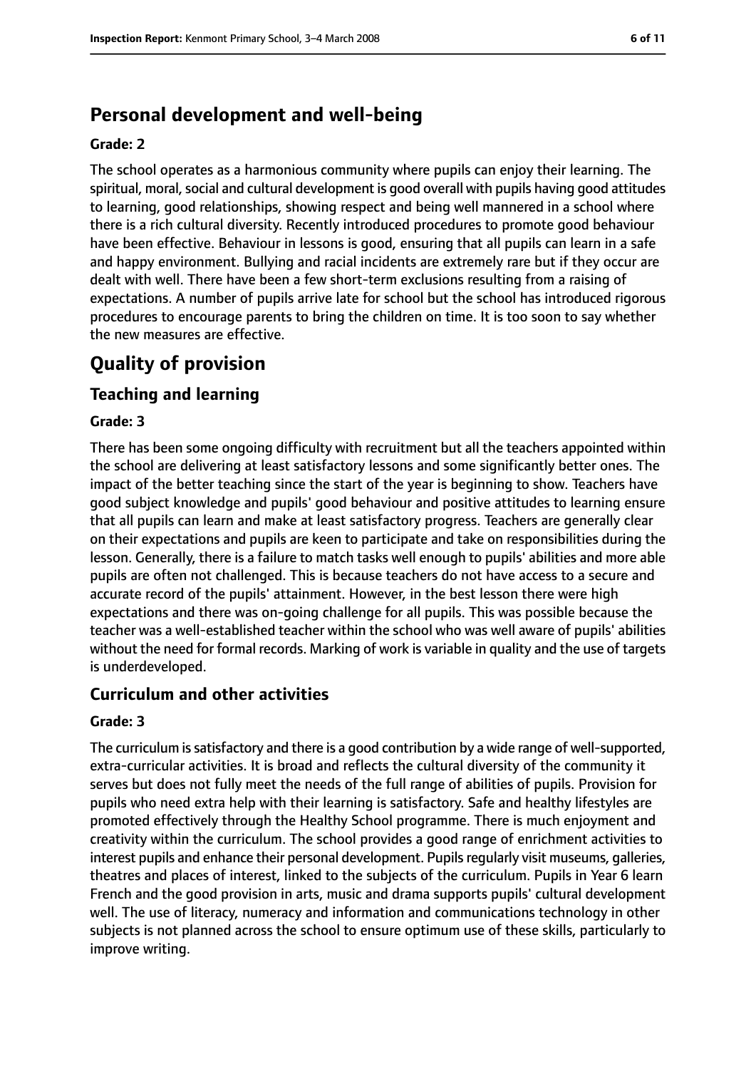## Personal development and well-being

**Grade: 2**

The school operates as a harmonious community where pupils can enjoy their learning. The spiritual, moral, social and cultural development is good overall with pupils having good attitudes to learning, good relationships, showing respect and being well mannered in a school where there is a rich cultural diversity. Recently introduced procedures to promote good behaviour have been effective. Behaviour in lessons is good, ensuring that all pupils can learn in a safe and happy environment. Bullying and racial incidents are extremely rare but if they occur are dealt with well. There have been a few short-term exclusions resulting from a raising of expectations. A number of pupils arrive late for school but the school has introduced rigorous procedures to encourage parents to bring the children on time. It is too soon to say whether the new measures are effective.

# Quality of provision

## Teaching and learning

**Grade: 3**

There has been some ongoing difficulty with recruitment but all the teachers appointed within the school are delivering at least satisfactory lessons and some significantly better ones. The impact of the better teaching since the start of the year is beginning to show. Teachers have good subject knowledge and pupils' good behaviour and positive attitudes to learning ensure that all pupils can learn and make at least satisfactory progress. Teachers are generally clear on their expectations and pupils are keen to participate and take on responsibilities during the lesson. Generally, there is a failure to match tasks well enough to pupils' abilities and more able pupils are often not challenged. This is because teachers do not have access to a secure and accurate record of the pupils' attainment. However, in the best lesson there were high expectations and there was on-going challenge for all pupils. This was possible because the teacher was a well-established teacher within the school who was well aware of pupils' abilities without the need for formal records. Marking of work is variable in quality and the use of targets is underdeveloped.

## Curriculum and other activities

**Grade: 3**

The curriculum is satisfactory and there is a good contribution by a wide range of well-supported, extra-curricular activities. It is broad and reflects the cultural diversity of the community it serves but does not fully meet the needs of the full range of abilities of pupils. Provision for pupils who need extra help with their learning is satisfactory. Safe and healthy lifestyles are promoted effectively through the Healthy School programme. There is much enjoyment and creativity within the curriculum. The school provides a good range of enrichment activities to interest pupils and enhance their personal development. Pupils regularly visit museums, galleries, theatres and places of interest, linked to the subjects of the curriculum. Pupils in Year 6 learn French and the good provision in arts, music and drama supports pupils' cultural development well. The use of literacy, numeracy and information and communications technology in other subjects is not planned across the school to ensure optimum use of these skills, particularly to improve writing.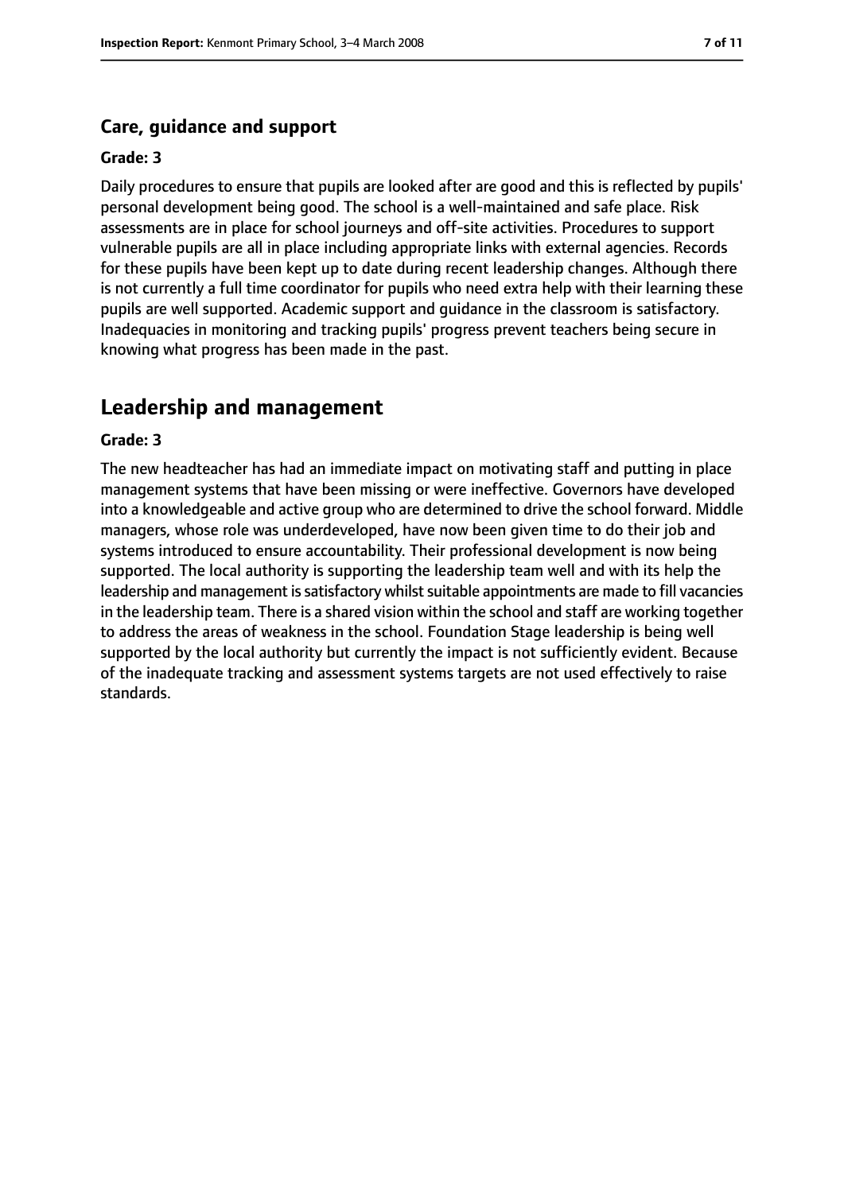### Care, guidance and support

**Grade: 3**

Daily procedures to ensure that pupils are looked after are good and this is reflected by pupils' personal development being good. The school is a well-maintained and safe place. Risk assessments are in place for school journeys and off-site activities. Procedures to support vulnerable pupils are all in place including appropriate links with external agencies. Records for these pupils have been kept up to date during recent leadership changes. Although there is not currently a full time coordinator for pupils who need extra help with their learning these pupils are well supported. Academic support and guidance in the classroom is satisfactory. Inadequacies in monitoring and tracking pupils' progress prevent teachers being secure in knowing what progress has been made in the past.

## Leadership and management

**Grade: 3**

The new headteacher has had an immediate impact on motivating staff and putting in place management systems that have been missing or were ineffective. Governors have developed into a knowledgeable and active group who are determined to drive the school forward. Middle managers, whose role was underdeveloped, have now been given time to do their job and systems introduced to ensure accountability. Their professional development is now being supported. The local authority is supporting the leadership team well and with its help the leadership and management is satisfactory whilst suitable appointments are made to fill vacancies in the leadership team. There is a shared vision within the school and staff are working together to address the areas of weakness in the school. Foundation Stage leadership is being well supported by the local authority but currently the impact is not sufficiently evident. Because of the inadequate tracking and assessment systems targets are not used effectively to raise standards.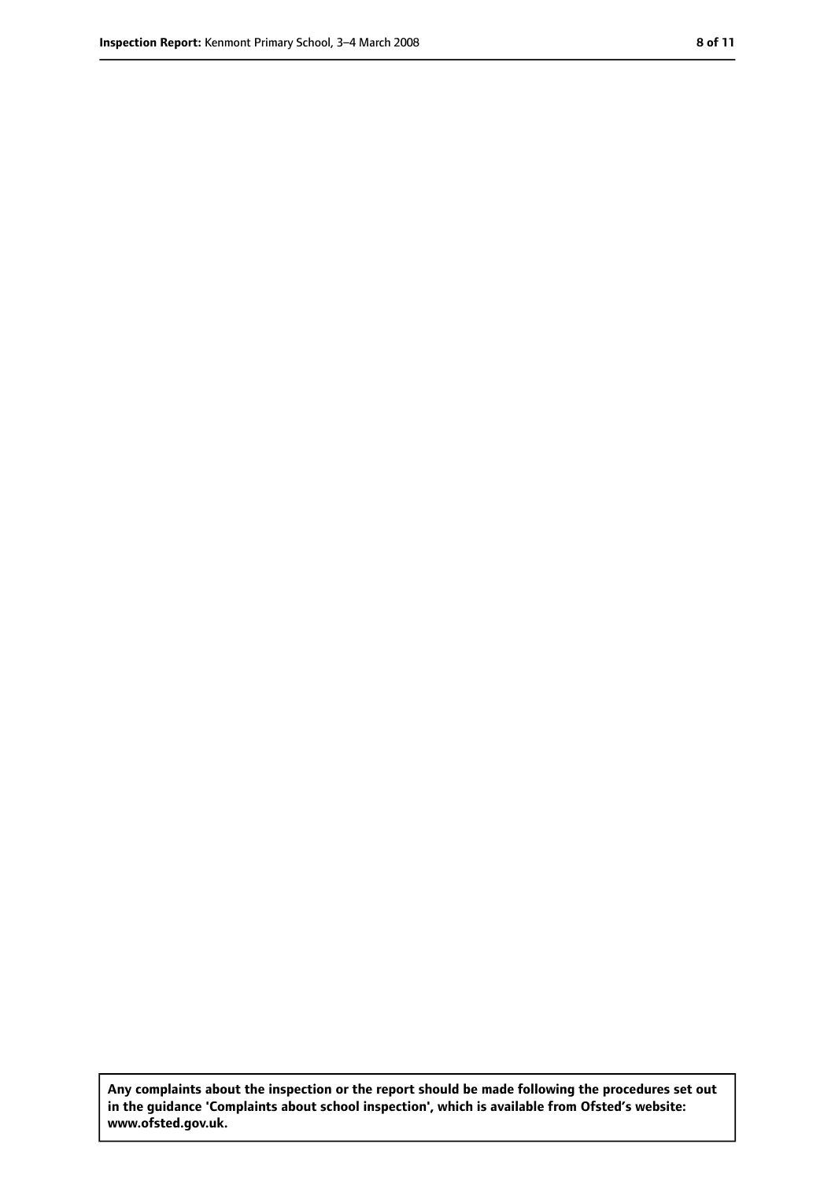**Any complaints about the inspection or the report should be made following the procedures set out in the guidance 'Complaints about school inspection', which is available from Ofsted's website: www.ofsted.gov.uk.**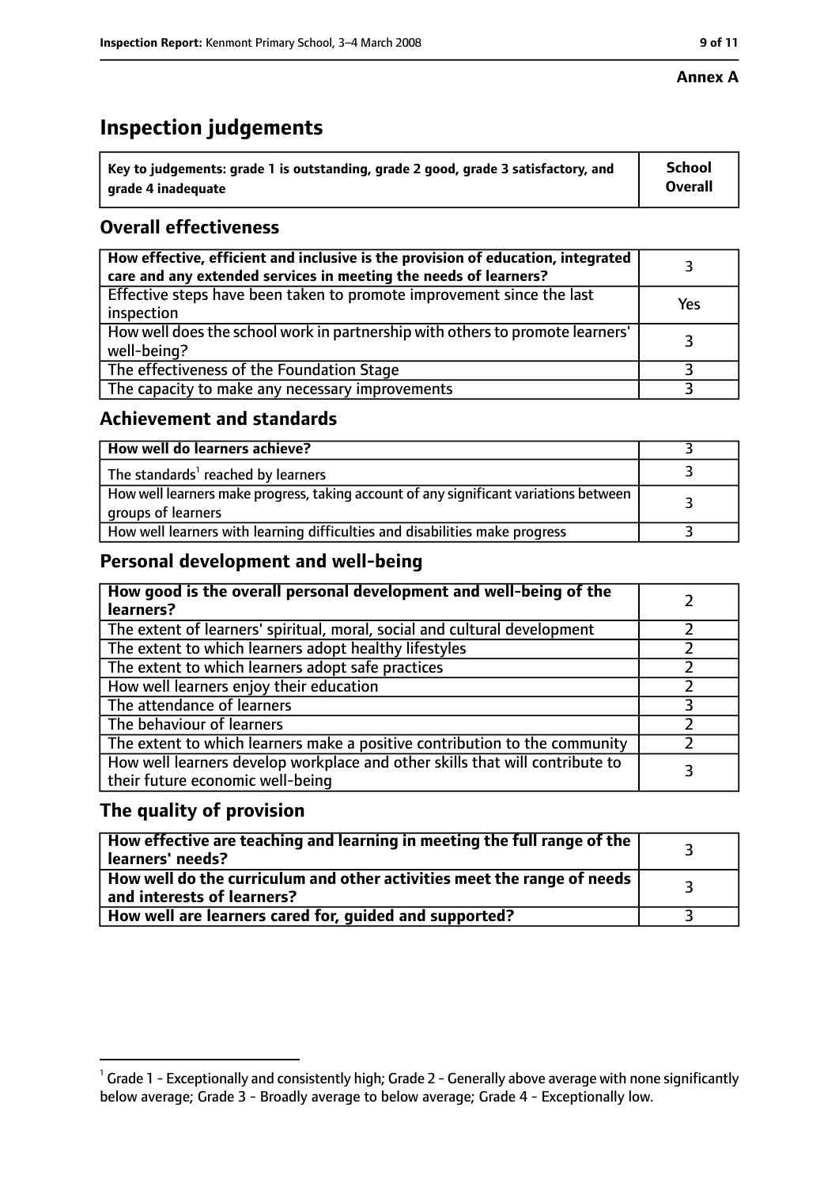**Annex A**

# Inspection judgements

| Key to judgements: grade 1 is outstanding, grade 2 good, grade 3 satisfactory, and grade 4 inadequate | School Overall |
|---|---|

## Overall effectiveness

| | |
|---|---|
| **How effective, efficient and inclusive is the provision of education, integrated care and any extended services in meeting the needs of learners?** | 3 |
| Effective steps have been taken to promote improvement since the last inspection | Yes |
| How well does the school work in partnership with others to promote learners' well-being? | 3 |
| The effectiveness of the Foundation Stage | 3 |
| The capacity to make any necessary improvements | 3 |

## Achievement and standards

| | |
|---|---|
| **How well do learners achieve?** | 3 |
| The standards[1] reached by learners | 3 |
| How well learners make progress, taking account of any significant variations between groups of learners | 3 |
| How well learners with learning difficulties and disabilities make progress | 3 |

## Personal development and well-being

| | |
|---|---|
| **How good is the overall personal development and well-being of the learners?** | 2 |
| The extent of learners' spiritual, moral, social and cultural development | 2 |
| The extent to which learners adopt healthy lifestyles | 2 |
| The extent to which learners adopt safe practices | 2 |
| How well learners enjoy their education | 2 |
| The attendance of learners | 3 |
| The behaviour of learners | 2 |
| The extent to which learners make a positive contribution to the community | 2 |
| How well learners develop workplace and other skills that will contribute to their future economic well-being | 3 |

## The quality of provision

| | |
|---|---|
| **How effective are teaching and learning in meeting the full range of the learners' needs?** | 3 |
| **How well do the curriculum and other activities meet the range of needs and interests of learners?** | 3 |
| **How well are learners cared for, guided and supported?** | 3 |

[1] Grade 1 - Exceptionally and consistently high; Grade 2 - Generally above average with none significantly below average; Grade 3 - Broadly average to below average; Grade 4 - Exceptionally low.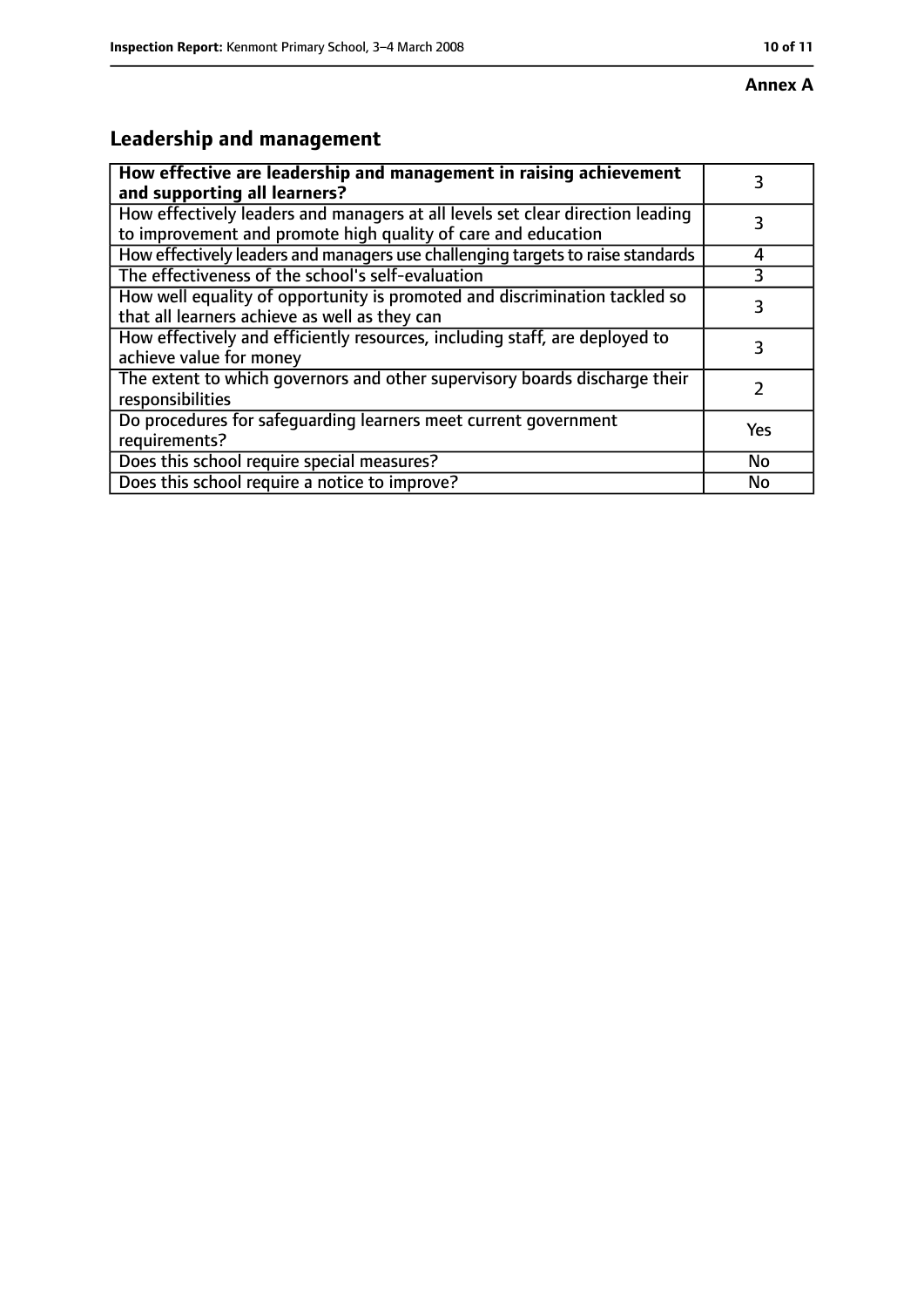**Annex A**

## Leadership and management

| How effective are leadership and management in raising achievement and supporting all learners? | 3 |
| --- | --- |
| How effectively leaders and managers at all levels set clear direction leading to improvement and promote high quality of care and education | 3 |
| How effectively leaders and managers use challenging targets to raise standards | 4 |
| The effectiveness of the school's self-evaluation | 3 |
| How well equality of opportunity is promoted and discrimination tackled so that all learners achieve as well as they can | 3 |
| How effectively and efficiently resources, including staff, are deployed to achieve value for money | 3 |
| The extent to which governors and other supervisory boards discharge their responsibilities | 2 |
| Do procedures for safeguarding learners meet current government requirements? | Yes |
| Does this school require special measures? | No |
| Does this school require a notice to improve? | No |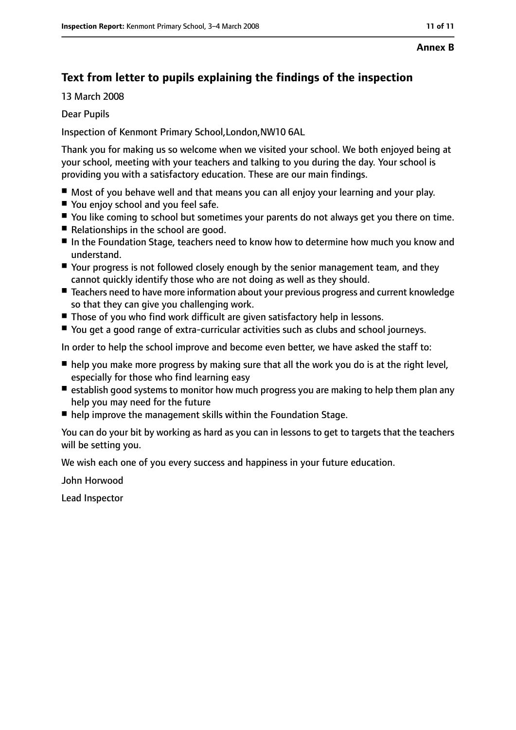**Annex B**

## Text from letter to pupils explaining the findings of the inspection

13 March 2008

Dear Pupils

Inspection of Kenmont Primary School,London,NW10 6AL

Thank you for making us so welcome when we visited your school. We both enjoyed being at your school, meeting with your teachers and talking to you during the day. Your school is providing you with a satisfactory education. These are our main findings.

- Most of you behave well and that means you can all enjoy your learning and your play.
- You enjoy school and you feel safe.
- You like coming to school but sometimes your parents do not always get you there on time.
- Relationships in the school are good.
- In the Foundation Stage, teachers need to know how to determine how much you know and understand.
- Your progress is not followed closely enough by the senior management team, and they cannot quickly identify those who are not doing as well as they should.
- Teachers need to have more information about your previous progress and current knowledge so that they can give you challenging work.
- Those of you who find work difficult are given satisfactory help in lessons.
- You get a good range of extra-curricular activities such as clubs and school journeys.

In order to help the school improve and become even better, we have asked the staff to:

- help you make more progress by making sure that all the work you do is at the right level, especially for those who find learning easy
- establish good systems to monitor how much progress you are making to help them plan any help you may need for the future
- help improve the management skills within the Foundation Stage.

You can do your bit by working as hard as you can in lessons to get to targets that the teachers will be setting you.

We wish each one of you every success and happiness in your future education.

John Horwood

Lead Inspector